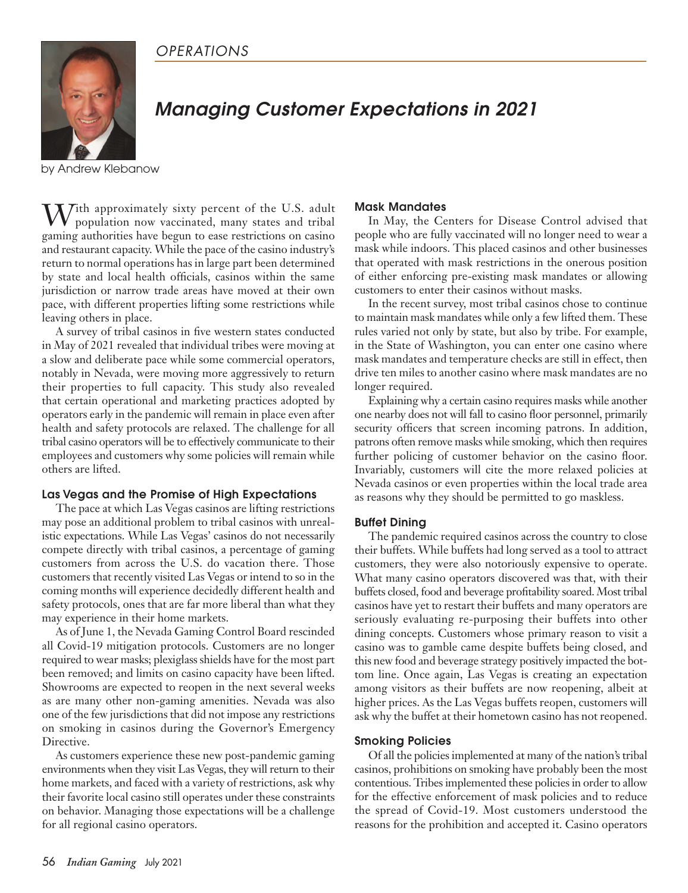*OPERATIONS*

# Managing Customer Expectations in 2021

by Andrew Klebanow

With approximately sixty percent of the U.S. adult population now vaccinated, many states and tribal gaming authorities have begun to ease restrictions on casino and restaurant capacity. While the pace of the casino industry's return to normal operations has in large part been determined by state and local health officials, casinos within the same jurisdiction or narrow trade areas have moved at their own pace, with different properties lifting some restrictions while leaving others in place.

A survey of tribal casinos in five western states conducted in May of 2021 revealed that individual tribes were moving at a slow and deliberate pace while some commercial operators, notably in Nevada, were moving more aggressively to return their properties to full capacity. This study also revealed that certain operational and marketing practices adopted by operators early in the pandemic will remain in place even after health and safety protocols are relaxed. The challenge for all tribal casino operators will be to effectively communicate to their employees and customers why some policies will remain while others are lifted.

## Las Vegas and the Promise of High Expectations

The pace at which Las Vegas casinos are lifting restrictions may pose an additional problem to tribal casinos with unrealistic expectations. While Las Vegas' casinos do not necessarily compete directly with tribal casinos, a percentage of gaming customers from across the U.S. do vacation there. Those customers that recently visited Las Vegas or intend to so in the coming months will experience decidedly different health and safety protocols, ones that are far more liberal than what they may experience in their home markets.

As of June 1, the Nevada Gaming Control Board rescinded all Covid-19 mitigation protocols. Customers are no longer required to wear masks; plexiglass shields have for the most part been removed; and limits on casino capacity have been lifted. Showrooms are expected to reopen in the next several weeks as are many other non-gaming amenities. Nevada was also one of the few jurisdictions that did not impose any restrictions on smoking in casinos during the Governor's Emergency Directive.

As customers experience these new post-pandemic gaming environments when they visit Las Vegas, they will return to their home markets, and faced with a variety of restrictions, ask why their favorite local casino still operates under these constraints on behavior. Managing those expectations will be a challenge for all regional casino operators.

## Mask Mandates

In May, the Centers for Disease Control advised that people who are fully vaccinated will no longer need to wear a mask while indoors. This placed casinos and other businesses that operated with mask restrictions in the onerous position of either enforcing pre-existing mask mandates or allowing customers to enter their casinos without masks.

In the recent survey, most tribal casinos chose to continue to maintain mask mandates while only a few lifted them. These rules varied not only by state, but also by tribe. For example, in the State of Washington, you can enter one casino where mask mandates and temperature checks are still in effect, then drive ten miles to another casino where mask mandates are no longer required.

Explaining why a certain casino requires masks while another one nearby does not will fall to casino floor personnel, primarily security officers that screen incoming patrons. In addition, patrons often remove masks while smoking, which then requires further policing of customer behavior on the casino floor. Invariably, customers will cite the more relaxed policies at Nevada casinos or even properties within the local trade area as reasons why they should be permitted to go maskless.

## Buffet Dining

The pandemic required casinos across the country to close their buffets. While buffets had long served as a tool to attract customers, they were also notoriously expensive to operate. What many casino operators discovered was that, with their buffets closed, food and beverage profitability soared. Most tribal casinos have yet to restart their buffets and many operators are seriously evaluating re-purposing their buffets into other dining concepts. Customers whose primary reason to visit a casino was to gamble came despite buffets being closed, and this new food and beverage strategy positively impacted the bottom line. Once again, Las Vegas is creating an expectation among visitors as their buffets are now reopening, albeit at higher prices. As the Las Vegas buffets reopen, customers will ask why the buffet at their hometown casino has not reopened.

## Smoking Policies

Of all the policies implemented at many of the nation's tribal casinos, prohibitions on smoking have probably been the most contentious. Tribes implemented these policies in order to allow for the effective enforcement of mask policies and to reduce the spread of Covid-19. Most customers understood the reasons for the prohibition and accepted it. Casino operators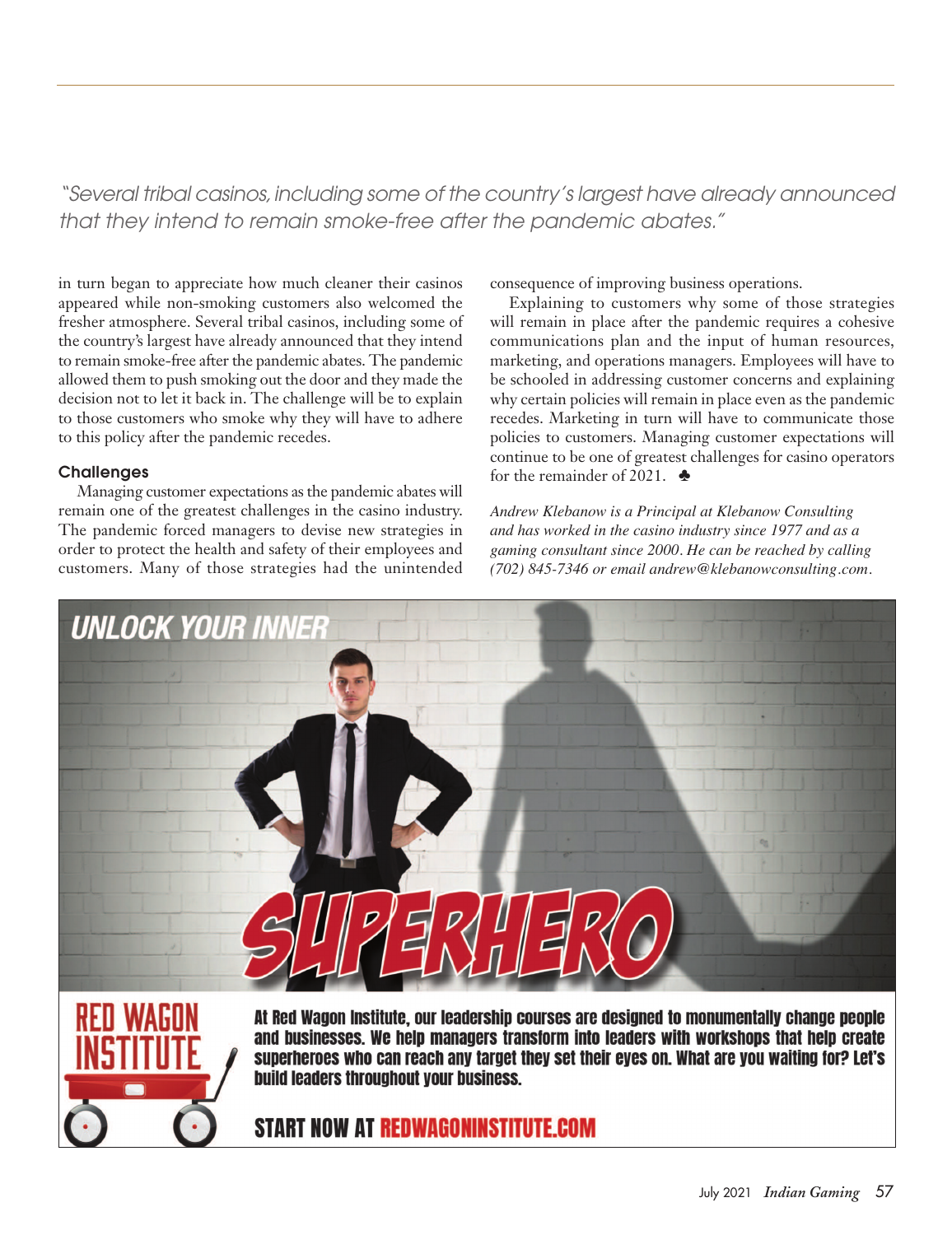*"Several tribal casinos, including some of the country's largest have already announced that they intend to remain smoke-free after the pandemic abates."*

in turn began to appreciate how much cleaner their casinos appeared while non-smoking customers also welcomed the fresher atmosphere. Several tribal casinos, including some of the country's largest have already announced that they intend to remain smoke-free after the pandemic abates. The pandemic allowed them to push smoking out the door and they made the decision not to let it back in. The challenge will be to explain to those customers who smoke why they will have to adhere to this policy after the pandemic recedes.

### Challenges

Managing customer expectations as the pandemic abates will remain one of the greatest challenges in the casino industry. The pandemic forced managers to devise new strategies in order to protect the health and safety of their employees and customers. Many of those strategies had the unintended consequence of improving business operations.

Explaining to customers why some of those strategies will remain in place after the pandemic requires a cohesive communications plan and the input of human resources, marketing, and operations managers. Employees will have to be schooled in addressing customer concerns and explaining why certain policies will remain in place even as the pandemic recedes. Marketing in turn will have to communicate those policies to customers. Managing customer expectations will continue to be one of greatest challenges for casino operators for the remainder of 2021. ♣

*Andrew Klebanow is a Principal at Klebanow Consulting and has worked in the casino industry since 1977 and as a gaming consultant since 2000. He can be reached by calling (702) 845-7346 or email andrew@klebanowconsulting.com.*

UNLOCK YOUR INNER SUPERHERO

RED WAGON INSTITUTE

At Red Wagon Institute, our leadership courses are designed to monumentally change people and businesses. We help managers transform into leaders with workshops that help create superheroes who can reach any target they set their eyes on. What are you waiting for? Let's build leaders throughout your business.

START NOW AT REDWAGONINSTITUTE.COM